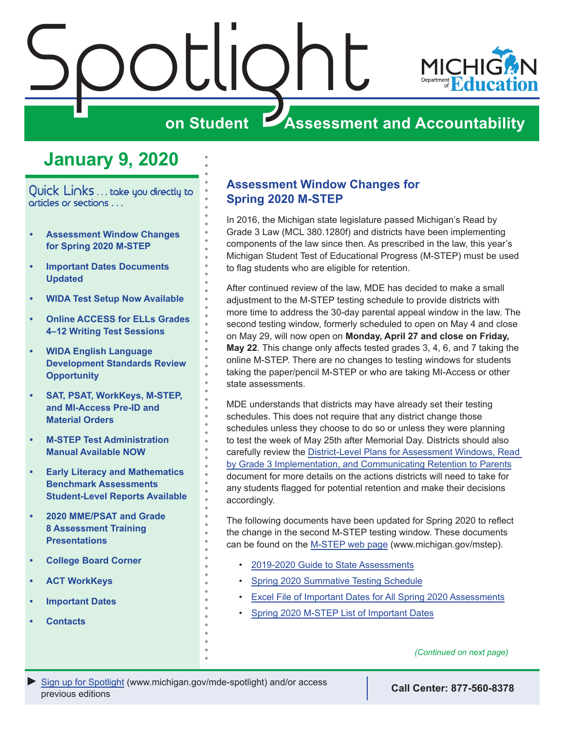# Spotlight on Student Assessment and Accountability

Michigan Department of Education

## January 9, 2020

Quick Links . . . take you directly to articles or sections . . .

- **Assessment Window Changes for Spring 2020 M-STEP**
- **Important Dates Documents Updated**
- **WIDA Test Setup Now Available**
- **Online ACCESS for ELLs Grades 4–12 Writing Test Sessions**
- **WIDA English Language Development Standards Review Opportunity**
- **SAT, PSAT, WorkKeys, M-STEP, and MI-Access Pre-ID and Material Orders**
- **M-STEP Test Administration Manual Available NOW**
- **Early Literacy and Mathematics Benchmark Assessments Student-Level Reports Available**
- **2020 MME/PSAT and Grade 8 Assessment Training Presentations**
- **College Board Corner**
- **ACT WorkKeys**
- **Important Dates**
- **Contacts**

## Assessment Window Changes for Spring 2020 M-STEP

In 2016, the Michigan state legislature passed Michigan's Read by Grade 3 Law (MCL 380.1280f) and districts have been implementing components of the law since then. As prescribed in the law, this year's Michigan Student Test of Educational Progress (M-STEP) must be used to flag students who are eligible for retention.

After continued review of the law, MDE has decided to make a small adjustment to the M-STEP testing schedule to provide districts with more time to address the 30-day parental appeal window in the law. The second testing window, formerly scheduled to open on May 4 and close on May 29, will now open on **Monday, April 27 and close on Friday, May 22**. This change only affects tested grades 3, 4, 6, and 7 taking the online M-STEP. There are no changes to testing windows for students taking the paper/pencil M-STEP or who are taking MI-Access or other state assessments.

MDE understands that districts may have already set their testing schedules. This does not require that any district change those schedules unless they choose to do so or unless they were planning to test the week of May 25th after Memorial Day. Districts should also carefully review the District-Level Plans for Assessment Windows, Read by Grade 3 Implementation, and Communicating Retention to Parents document for more details on the actions districts will need to take for any students flagged for potential retention and make their decisions accordingly.

The following documents have been updated for Spring 2020 to reflect the change in the second M-STEP testing window. These documents can be found on the M-STEP web page (www.michigan.gov/mstep).

- 2019-2020 Guide to State Assessments
- Spring 2020 Summative Testing Schedule
- Excel File of Important Dates for All Spring 2020 Assessments
- Spring 2020 M-STEP List of Important Dates

*(Continued on next page)*

► Sign up for Spotlight (www.michigan.gov/mde-spotlight) and/or access previous editions

**Call Center: 877-560-8378**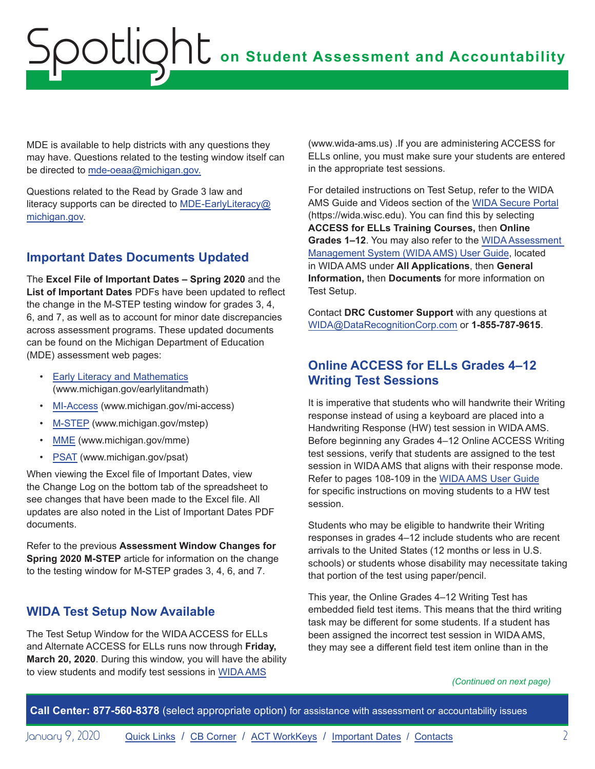MDE is available to help districts with any questions they may have. Questions related to the testing window itself can be directed to mde-oeaa@michigan.gov.

Questions related to the Read by Grade 3 law and literacy supports can be directed to MDE-EarlyLiteracy@michigan.gov.

## Important Dates Documents Updated

The **Excel File of Important Dates – Spring 2020** and the **List of Important Dates** PDFs have been updated to reflect the change in the M-STEP testing window for grades 3, 4, 6, and 7, as well as to account for minor date discrepancies across assessment programs. These updated documents can be found on the Michigan Department of Education (MDE) assessment web pages:

- Early Literacy and Mathematics (www.michigan.gov/earlylitandmath)
- MI-Access (www.michigan.gov/mi-access)
- M-STEP (www.michigan.gov/mstep)
- MME (www.michigan.gov/mme)
- PSAT (www.michigan.gov/psat)

When viewing the Excel file of Important Dates, view the Change Log on the bottom tab of the spreadsheet to see changes that have been made to the Excel file. All updates are also noted in the List of Important Dates PDF documents.

Refer to the previous **Assessment Window Changes for Spring 2020 M-STEP** article for information on the change to the testing window for M-STEP grades 3, 4, 6, and 7.

## WIDA Test Setup Now Available

The Test Setup Window for the WIDA ACCESS for ELLs and Alternate ACCESS for ELLs runs now through **Friday, March 20, 2020**. During this window, you will have the ability to view students and modify test sessions in WIDA AMS (www.wida-ams.us) .If you are administering ACCESS for ELLs online, you must make sure your students are entered in the appropriate test sessions.

For detailed instructions on Test Setup, refer to the WIDA AMS Guide and Videos section of the WIDA Secure Portal (https://wida.wisc.edu). You can find this by selecting **ACCESS for ELLs Training Courses,** then **Online Grades 1–12**. You may also refer to the WIDA Assessment Management System (WIDA AMS) User Guide, located in WIDA AMS under **All Applications**, then **General Information,** then **Documents** for more information on Test Setup.

Contact **DRC Customer Support** with any questions at WIDA@DataRecognitionCorp.com or **1-855-787-9615**.

## Online ACCESS for ELLs Grades 4–12 Writing Test Sessions

It is imperative that students who will handwrite their Writing response instead of using a keyboard are placed into a Handwriting Response (HW) test session in WIDA AMS. Before beginning any Grades 4–12 Online ACCESS Writing test sessions, verify that students are assigned to the test session in WIDA AMS that aligns with their response mode. Refer to pages 108-109 in the WIDA AMS User Guide for specific instructions on moving students to a HW test session.

Students who may be eligible to handwrite their Writing responses in grades 4–12 include students who are recent arrivals to the United States (12 months or less in U.S. schools) or students whose disability may necessitate taking that portion of the test using paper/pencil.

This year, the Online Grades 4–12 Writing Test has embedded field test items. This means that the third writing task may be different for some students. If a student has been assigned the incorrect test session in WIDA AMS, they may see a different field test item online than in the

*(Continued on next page)*

**Call Center: 877-560-8378** (select appropriate option) for assistance with assessment or accountability issues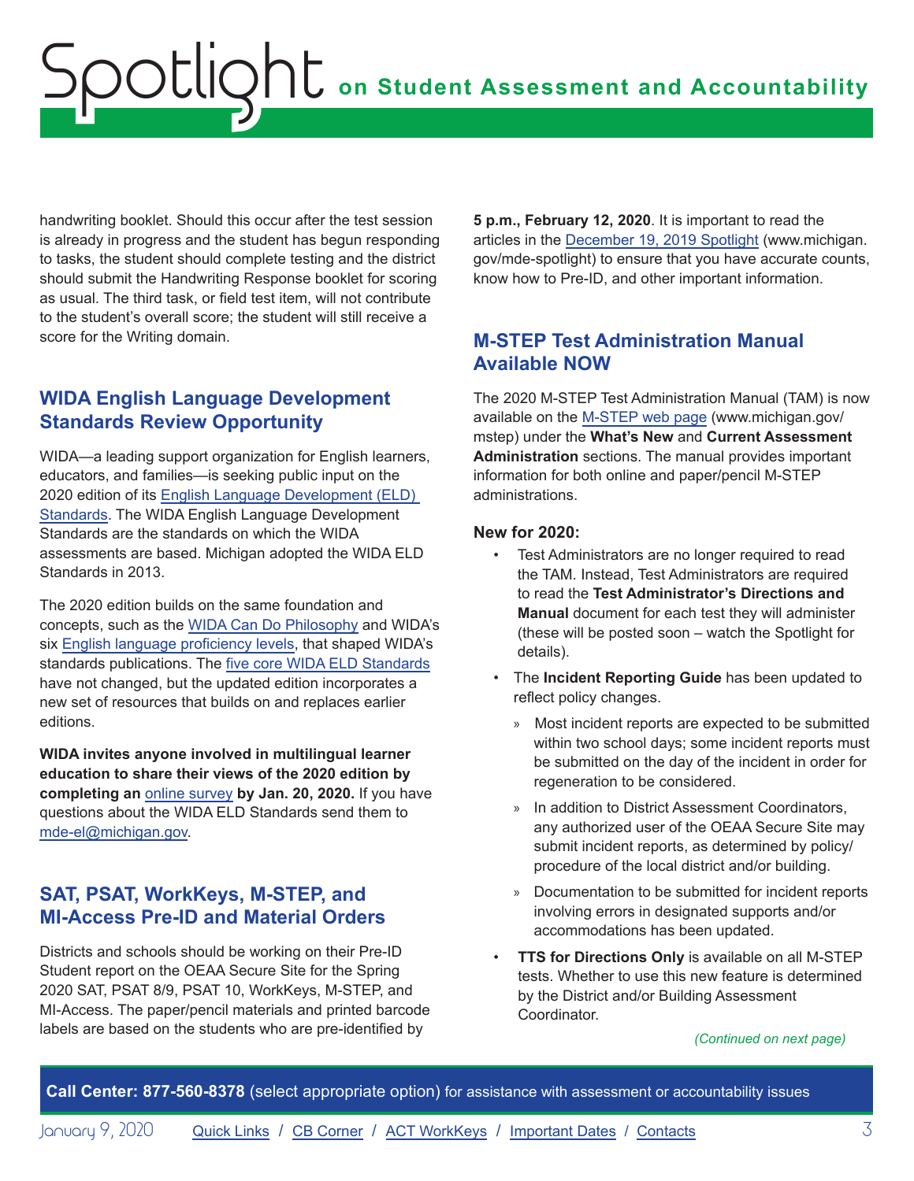handwriting booklet. Should this occur after the test session is already in progress and the student has begun responding to tasks, the student should complete testing and the district should submit the Handwriting Response booklet for scoring as usual. The third task, or field test item, will not contribute to the student's overall score; the student will still receive a score for the Writing domain.

## WIDA English Language Development Standards Review Opportunity

WIDA—a leading support organization for English learners, educators, and families—is seeking public input on the 2020 edition of its English Language Development (ELD) Standards. The WIDA English Language Development Standards are the standards on which the WIDA assessments are based. Michigan adopted the WIDA ELD Standards in 2013.

The 2020 edition builds on the same foundation and concepts, such as the WIDA Can Do Philosophy and WIDA's six English language proficiency levels, that shaped WIDA's standards publications. The five core WIDA ELD Standards have not changed, but the updated edition incorporates a new set of resources that builds on and replaces earlier editions.

**WIDA invites anyone involved in multilingual learner education to share their views of the 2020 edition by completing an online survey by Jan. 20, 2020.** If you have questions about the WIDA ELD Standards send them to mde-el@michigan.gov.

## SAT, PSAT, WorkKeys, M-STEP, and MI-Access Pre-ID and Material Orders

Districts and schools should be working on their Pre-ID Student report on the OEAA Secure Site for the Spring 2020 SAT, PSAT 8/9, PSAT 10, WorkKeys, M-STEP, and MI-Access. The paper/pencil materials and printed barcode labels are based on the students who are pre-identified by **5 p.m., February 12, 2020**. It is important to read the articles in the December 19, 2019 Spotlight (www.michigan.gov/mde-spotlight) to ensure that you have accurate counts, know how to Pre-ID, and other important information.

## M-STEP Test Administration Manual Available NOW

The 2020 M-STEP Test Administration Manual (TAM) is now available on the M-STEP web page (www.michigan.gov/mstep) under the **What's New** and **Current Assessment Administration** sections. The manual provides important information for both online and paper/pencil M-STEP administrations.

**New for 2020:**

- Test Administrators are no longer required to read the TAM. Instead, Test Administrators are required to read the **Test Administrator's Directions and Manual** document for each test they will administer (these will be posted soon – watch the Spotlight for details).
- The **Incident Reporting Guide** has been updated to reflect policy changes.
  - Most incident reports are expected to be submitted within two school days; some incident reports must be submitted on the day of the incident in order for regeneration to be considered.
  - In addition to District Assessment Coordinators, any authorized user of the OEAA Secure Site may submit incident reports, as determined by policy/procedure of the local district and/or building.
  - Documentation to be submitted for incident reports involving errors in designated supports and/or accommodations has been updated.
- **TTS for Directions Only** is available on all M-STEP tests. Whether to use this new feature is determined by the District and/or Building Assessment Coordinator.

*(Continued on next page)*

**Call Center: 877-560-8378** (select appropriate option) for assistance with assessment or accountability issues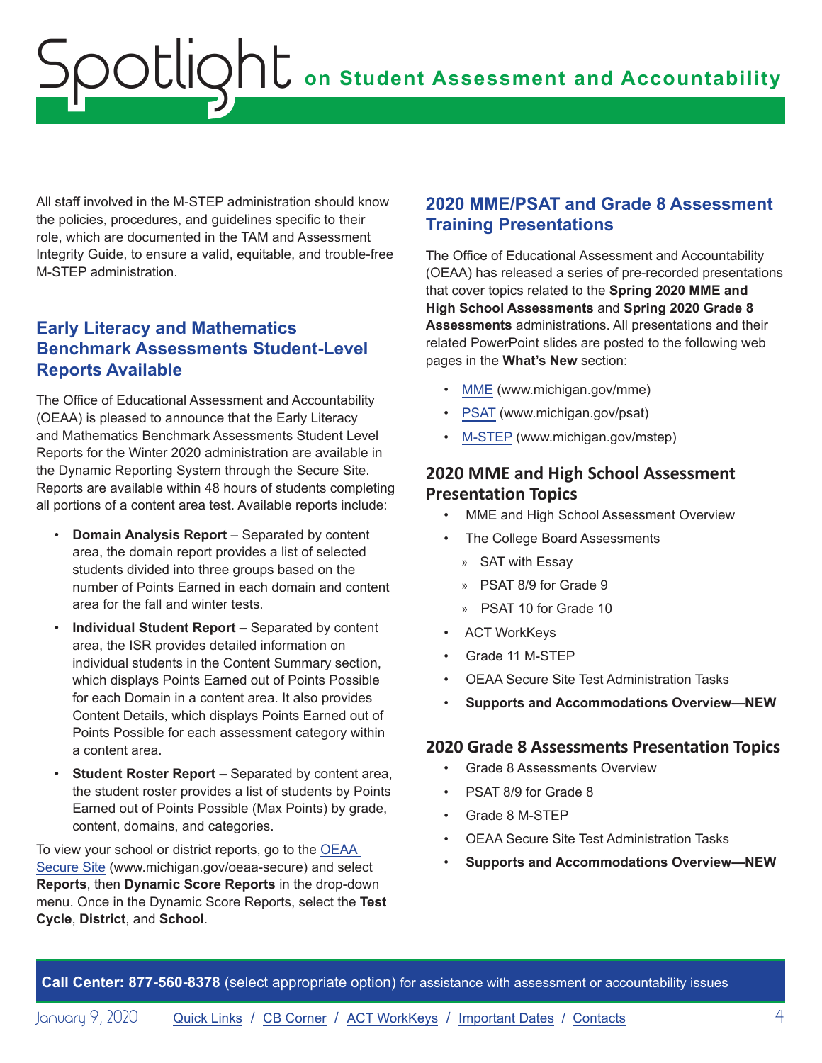All staff involved in the M-STEP administration should know the policies, procedures, and guidelines specific to their role, which are documented in the TAM and Assessment Integrity Guide, to ensure a valid, equitable, and trouble-free M-STEP administration.

## Early Literacy and Mathematics Benchmark Assessments Student-Level Reports Available

The Office of Educational Assessment and Accountability (OEAA) is pleased to announce that the Early Literacy and Mathematics Benchmark Assessments Student Level Reports for the Winter 2020 administration are available in the Dynamic Reporting System through the Secure Site. Reports are available within 48 hours of students completing all portions of a content area test. Available reports include:

- **Domain Analysis Report** – Separated by content area, the domain report provides a list of selected students divided into three groups based on the number of Points Earned in each domain and content area for the fall and winter tests.
- **Individual Student Report –** Separated by content area, the ISR provides detailed information on individual students in the Content Summary section, which displays Points Earned out of Points Possible for each Domain in a content area. It also provides Content Details, which displays Points Earned out of Points Possible for each assessment category within a content area.
- **Student Roster Report –** Separated by content area, the student roster provides a list of students by Points Earned out of Points Possible (Max Points) by grade, content, domains, and categories.

To view your school or district reports, go to the [OEAA Secure Site](www.michigan.gov/oeaa-secure) (www.michigan.gov/oeaa-secure) and select **Reports**, then **Dynamic Score Reports** in the drop-down menu. Once in the Dynamic Score Reports, select the **Test Cycle**, **District**, and **School**.

## 2020 MME/PSAT and Grade 8 Assessment Training Presentations

The Office of Educational Assessment and Accountability (OEAA) has released a series of pre-recorded presentations that cover topics related to the **Spring 2020 MME and High School Assessments** and **Spring 2020 Grade 8 Assessments** administrations. All presentations and their related PowerPoint slides are posted to the following web pages in the **What's New** section:

- [MME](www.michigan.gov/mme) (www.michigan.gov/mme)
- [PSAT](www.michigan.gov/psat) (www.michigan.gov/psat)
- [M-STEP](www.michigan.gov/mstep) (www.michigan.gov/mstep)

### 2020 MME and High School Assessment Presentation Topics

- MME and High School Assessment Overview
- The College Board Assessments
  - SAT with Essay
  - PSAT 8/9 for Grade 9
  - PSAT 10 for Grade 10
- ACT WorkKeys
- Grade 11 M-STEP
- OEAA Secure Site Test Administration Tasks
- **Supports and Accommodations Overview—NEW**

### 2020 Grade 8 Assessments Presentation Topics

- Grade 8 Assessments Overview
- PSAT 8/9 for Grade 8
- Grade 8 M-STEP
- OEAA Secure Site Test Administration Tasks
- **Supports and Accommodations Overview—NEW**

**Call Center: 877-560-8378** (select appropriate option) for assistance with assessment or accountability issues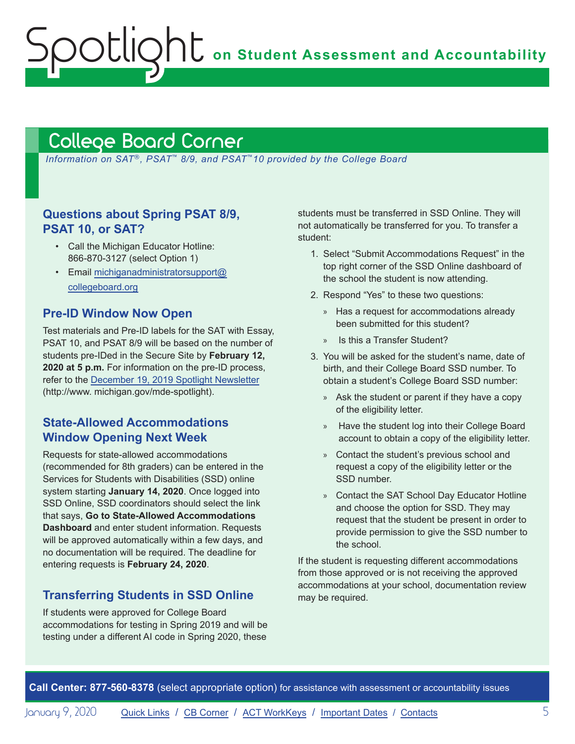## College Board Corner

*Information on SAT®, PSAT™ 8/9, and PSAT™10 provided by the College Board*

### Questions about Spring PSAT 8/9, PSAT 10, or SAT?

- Call the Michigan Educator Hotline: 866-870-3127 (select Option 1)
- Email [michiganadministratorsupport@collegeboard.org](mailto:michiganadministratorsupport@collegeboard.org)

### Pre-ID Window Now Open

Test materials and Pre-ID labels for the SAT with Essay, PSAT 10, and PSAT 8/9 will be based on the number of students pre-IDed in the Secure Site by **February 12, 2020 at 5 p.m.** For information on the pre-ID process, refer to the [December 19, 2019 Spotlight Newsletter](http://www.michigan.gov/mde-spotlight) (http://www. michigan.gov/mde-spotlight).

### State-Allowed Accommodations Window Opening Next Week

Requests for state-allowed accommodations (recommended for 8th graders) can be entered in the Services for Students with Disabilities (SSD) online system starting **January 14, 2020**. Once logged into SSD Online, SSD coordinators should select the link that says, **Go to State-Allowed Accommodations Dashboard** and enter student information. Requests will be approved automatically within a few days, and no documentation will be required. The deadline for entering requests is **February 24, 2020**.

### Transferring Students in SSD Online

If students were approved for College Board accommodations for testing in Spring 2019 and will be testing under a different AI code in Spring 2020, these students must be transferred in SSD Online. They will not automatically be transferred for you. To transfer a student:

1. Select "Submit Accommodations Request" in the top right corner of the SSD Online dashboard of the school the student is now attending.
2. Respond "Yes" to these two questions:
   - Has a request for accommodations already been submitted for this student?
   - Is this a Transfer Student?
3. You will be asked for the student's name, date of birth, and their College Board SSD number. To obtain a student's College Board SSD number:
   - Ask the student or parent if they have a copy of the eligibility letter.
   - Have the student log into their College Board account to obtain a copy of the eligibility letter.
   - Contact the student's previous school and request a copy of the eligibility letter or the SSD number.
   - Contact the SAT School Day Educator Hotline and choose the option for SSD. They may request that the student be present in order to provide permission to give the SSD number to the school.

If the student is requesting different accommodations from those approved or is not receiving the approved accommodations at your school, documentation review may be required.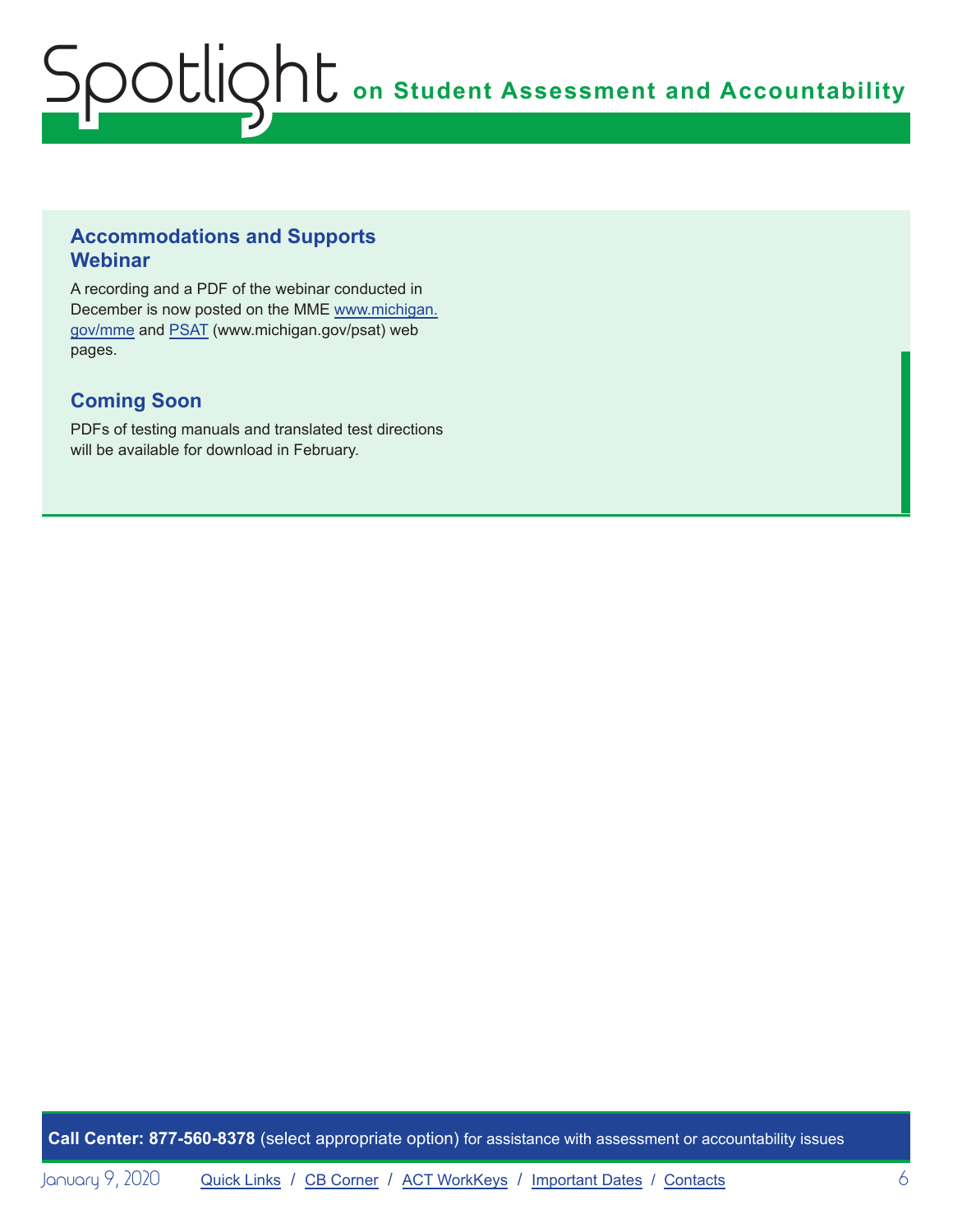## Accommodations and Supports Webinar

A recording and a PDF of the webinar conducted in December is now posted on the MME [www.michigan.gov/mme](www.michigan.gov/mme) and [PSAT](www.michigan.gov/psat) (www.michigan.gov/psat) web pages.

## Coming Soon

PDFs of testing manuals and translated test directions will be available for download in February.

**Call Center: 877-560-8378** (select appropriate option) for assistance with assessment or accountability issues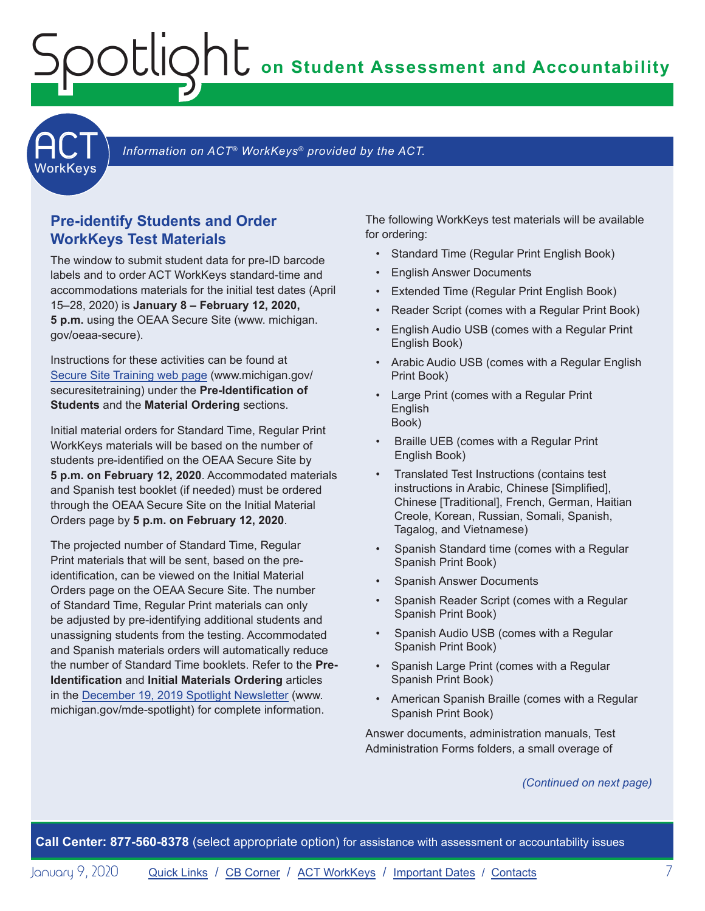Information on ACT® WorkKeys® provided by the ACT.

## Pre-identify Students and Order WorkKeys Test Materials

The window to submit student data for pre-ID barcode labels and to order ACT WorkKeys standard-time and accommodations materials for the initial test dates (April 15–28, 2020) is **January 8 – February 12, 2020, 5 p.m.** using the OEAA Secure Site (www. michigan. gov/oeaa-secure).

Instructions for these activities can be found at [Secure Site Training web page](www.michigan.gov/securesitetraining) (www.michigan.gov/securesitetraining) under the **Pre-Identification of Students** and the **Material Ordering** sections.

Initial material orders for Standard Time, Regular Print WorkKeys materials will be based on the number of students pre-identified on the OEAA Secure Site by **5 p.m. on February 12, 2020**. Accommodated materials and Spanish test booklet (if needed) must be ordered through the OEAA Secure Site on the Initial Material Orders page by **5 p.m. on February 12, 2020**.

The projected number of Standard Time, Regular Print materials that will be sent, based on the pre-identification, can be viewed on the Initial Material Orders page on the OEAA Secure Site. The number of Standard Time, Regular Print materials can only be adjusted by pre-identifying additional students and unassigning students from the testing. Accommodated and Spanish materials orders will automatically reduce the number of Standard Time booklets. Refer to the **Pre-Identification** and **Initial Materials Ordering** articles in the [December 19, 2019 Spotlight Newsletter](www.michigan.gov/mde-spotlight) (www.michigan.gov/mde-spotlight) for complete information.

The following WorkKeys test materials will be available for ordering:

- Standard Time (Regular Print English Book)
- English Answer Documents
- Extended Time (Regular Print English Book)
- Reader Script (comes with a Regular Print Book)
- English Audio USB (comes with a Regular Print English Book)
- Arabic Audio USB (comes with a Regular English Print Book)
- Large Print (comes with a Regular Print English Book)
- Braille UEB (comes with a Regular Print English Book)
- Translated Test Instructions (contains test instructions in Arabic, Chinese [Simplified], Chinese [Traditional], French, German, Haitian Creole, Korean, Russian, Somali, Spanish, Tagalog, and Vietnamese)
- Spanish Standard time (comes with a Regular Spanish Print Book)
- Spanish Answer Documents
- Spanish Reader Script (comes with a Regular Spanish Print Book)
- Spanish Audio USB (comes with a Regular Spanish Print Book)
- Spanish Large Print (comes with a Regular Spanish Print Book)
- American Spanish Braille (comes with a Regular Spanish Print Book)

Answer documents, administration manuals, Test Administration Forms folders, a small overage of

*(Continued on next page)*

**Call Center: 877-560-8378** (select appropriate option) for assistance with assessment or accountability issues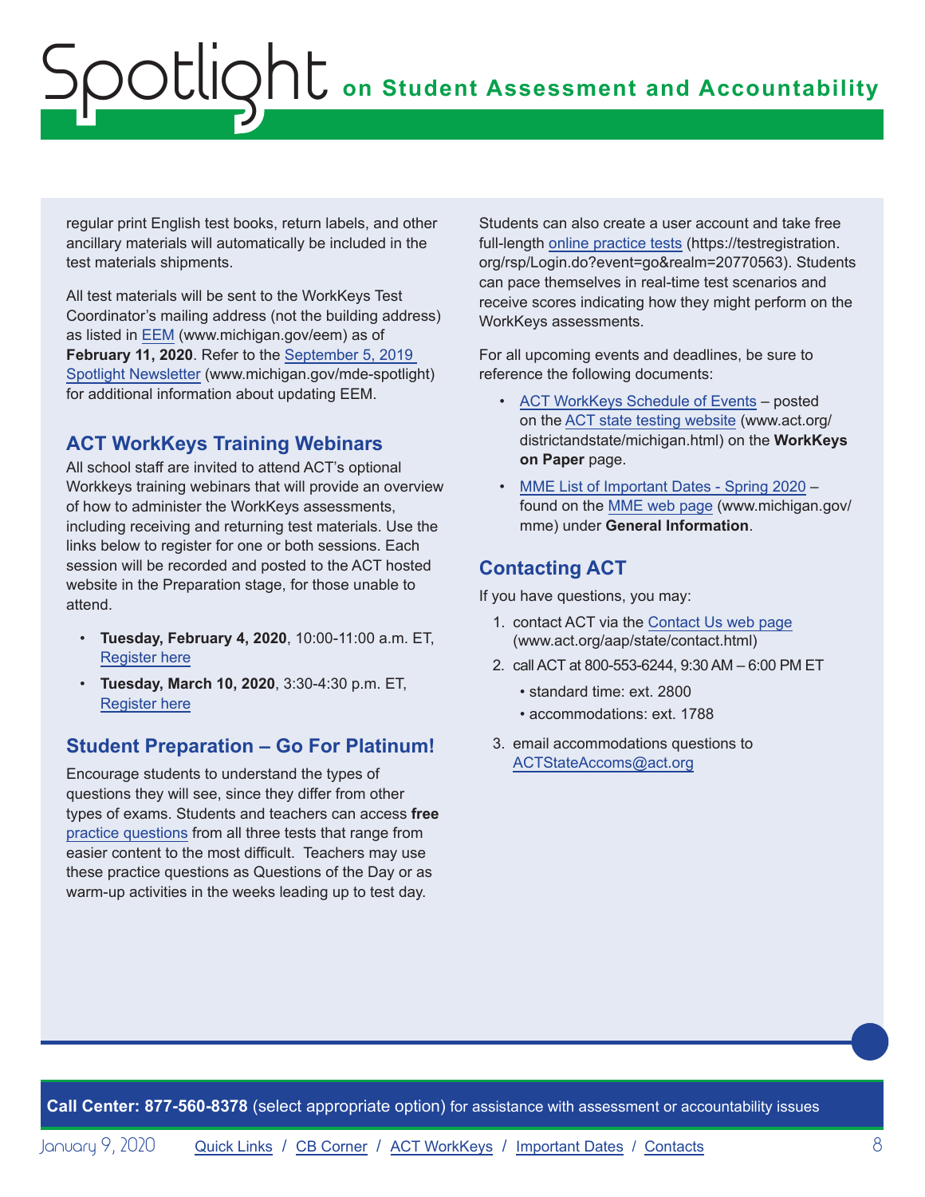regular print English test books, return labels, and other ancillary materials will automatically be included in the test materials shipments.

All test materials will be sent to the WorkKeys Test Coordinator's mailing address (not the building address) as listed in EEM (www.michigan.gov/eem) as of **February 11, 2020**. Refer to the September 5, 2019 Spotlight Newsletter (www.michigan.gov/mde-spotlight) for additional information about updating EEM.

### ACT WorkKeys Training Webinars

All school staff are invited to attend ACT's optional Workkeys training webinars that will provide an overview of how to administer the WorkKeys assessments, including receiving and returning test materials. Use the links below to register for one or both sessions. Each session will be recorded and posted to the ACT hosted website in the Preparation stage, for those unable to attend.

- **Tuesday, February 4, 2020**, 10:00-11:00 a.m. ET, Register here
- **Tuesday, March 10, 2020**, 3:30-4:30 p.m. ET, Register here

### Student Preparation – Go For Platinum!

Encourage students to understand the types of questions they will see, since they differ from other types of exams. Students and teachers can access **free** practice questions from all three tests that range from easier content to the most difficult. Teachers may use these practice questions as Questions of the Day or as warm-up activities in the weeks leading up to test day.

Students can also create a user account and take free full-length online practice tests (https://testregistration.org/rsp/Login.do?event=go&realm=20770563). Students can pace themselves in real-time test scenarios and receive scores indicating how they might perform on the WorkKeys assessments.

For all upcoming events and deadlines, be sure to reference the following documents:

- ACT WorkKeys Schedule of Events – posted on the ACT state testing website (www.act.org/districtandstate/michigan.html) on the **WorkKeys on Paper** page.
- MME List of Important Dates - Spring 2020 – found on the MME web page (www.michigan.gov/mme) under **General Information**.

### Contacting ACT

If you have questions, you may:

1. contact ACT via the Contact Us web page (www.act.org/aap/state/contact.html)
2. call ACT at 800-553-6244, 9:30 AM – 6:00 PM ET
   - standard time: ext. 2800
   - accommodations: ext. 1788
3. email accommodations questions to ACTStateAccoms@act.org

**Call Center: 877-560-8378** (select appropriate option) for assistance with assessment or accountability issues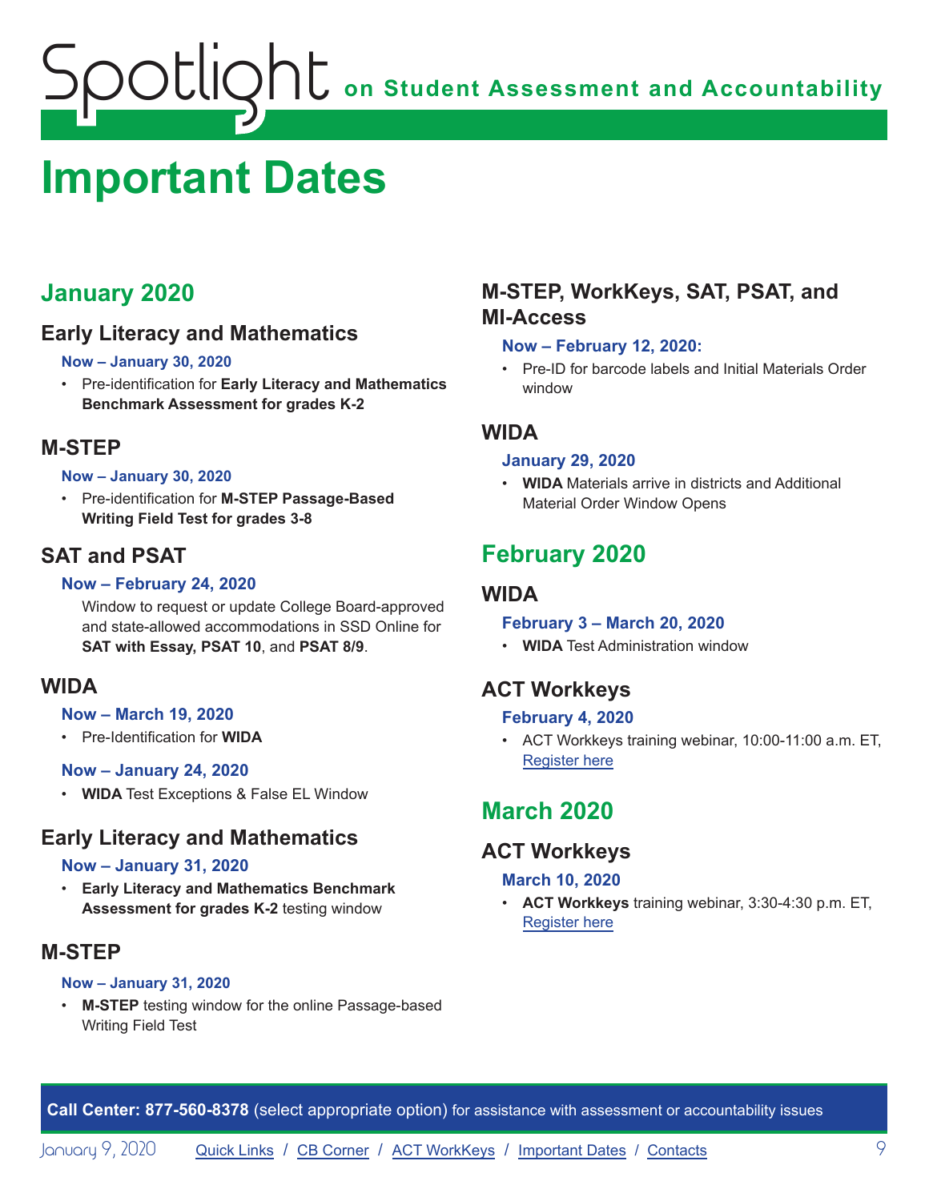# Important Dates

## January 2020

### Early Literacy and Mathematics

**Now – January 30, 2020**

- Pre-identification for **Early Literacy and Mathematics Benchmark Assessment for grades K-2**

### M-STEP

**Now – January 30, 2020**

- Pre-identification for **M-STEP Passage-Based Writing Field Test for grades 3-8**

### SAT and PSAT

**Now – February 24, 2020**

Window to request or update College Board-approved and state-allowed accommodations in SSD Online for **SAT with Essay, PSAT 10**, and **PSAT 8/9**.

### WIDA

**Now – March 19, 2020**

- Pre-Identification for **WIDA**

**Now – January 24, 2020**

- **WIDA** Test Exceptions & False EL Window

### Early Literacy and Mathematics

**Now – January 31, 2020**

- **Early Literacy and Mathematics Benchmark Assessment for grades K-2** testing window

### M-STEP

**Now – January 31, 2020**

- **M-STEP** testing window for the online Passage-based Writing Field Test

### M-STEP, WorkKeys, SAT, PSAT, and MI-Access

**Now – February 12, 2020:**

- Pre-ID for barcode labels and Initial Materials Order window

### WIDA

**January 29, 2020**

- **WIDA** Materials arrive in districts and Additional Material Order Window Opens

## February 2020

### WIDA

**February 3 – March 20, 2020**

- **WIDA** Test Administration window

### ACT Workkeys

**February 4, 2020**

- ACT Workkeys training webinar, 10:00-11:00 a.m. ET, [Register here]

## March 2020

### ACT Workkeys

**March 10, 2020**

- **ACT Workkeys** training webinar, 3:30-4:30 p.m. ET, [Register here]

**Call Center: 877-560-8378** (select appropriate option) for assistance with assessment or accountability issues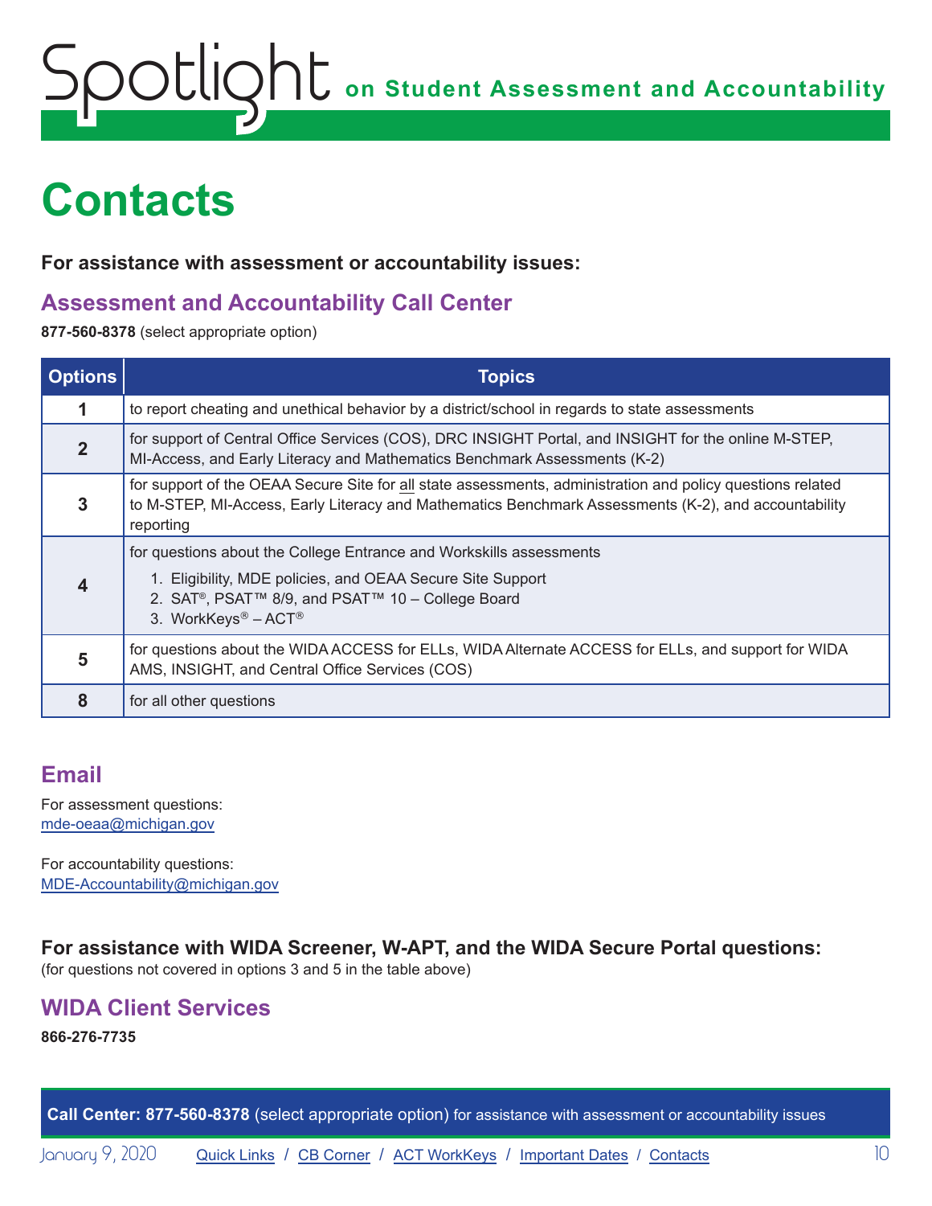# Contacts

**For assistance with assessment or accountability issues:**

## Assessment and Accountability Call Center

**877-560-8378** (select appropriate option)

| Options | Topics |
|---|---|
| **1** | to report cheating and unethical behavior by a district/school in regards to state assessments |
| **2** | for support of Central Office Services (COS), DRC INSIGHT Portal, and INSIGHT for the online M-STEP, MI-Access, and Early Literacy and Mathematics Benchmark Assessments (K-2) |
| **3** | for support of the OEAA Secure Site for all state assessments, administration and policy questions related to M-STEP, MI-Access, Early Literacy and Mathematics Benchmark Assessments (K-2), and accountability reporting |
| **4** | for questions about the College Entrance and Workskills assessments<br>1. Eligibility, MDE policies, and OEAA Secure Site Support<br>2. SAT®, PSAT™ 8/9, and PSAT™ 10 – College Board<br>3. WorkKeys® – ACT® |
| **5** | for questions about the WIDA ACCESS for ELLs, WIDA Alternate ACCESS for ELLs, and support for WIDA AMS, INSIGHT, and Central Office Services (COS) |
| **8** | for all other questions |

## Email

For assessment questions:
mde-oeaa@michigan.gov

For accountability questions:
MDE-Accountability@michigan.gov

**For assistance with WIDA Screener, W-APT, and the WIDA Secure Portal questions:**
(for questions not covered in options 3 and 5 in the table above)

## WIDA Client Services

**866-276-7735**

**Call Center: 877-560-8378** (select appropriate option) for assistance with assessment or accountability issues